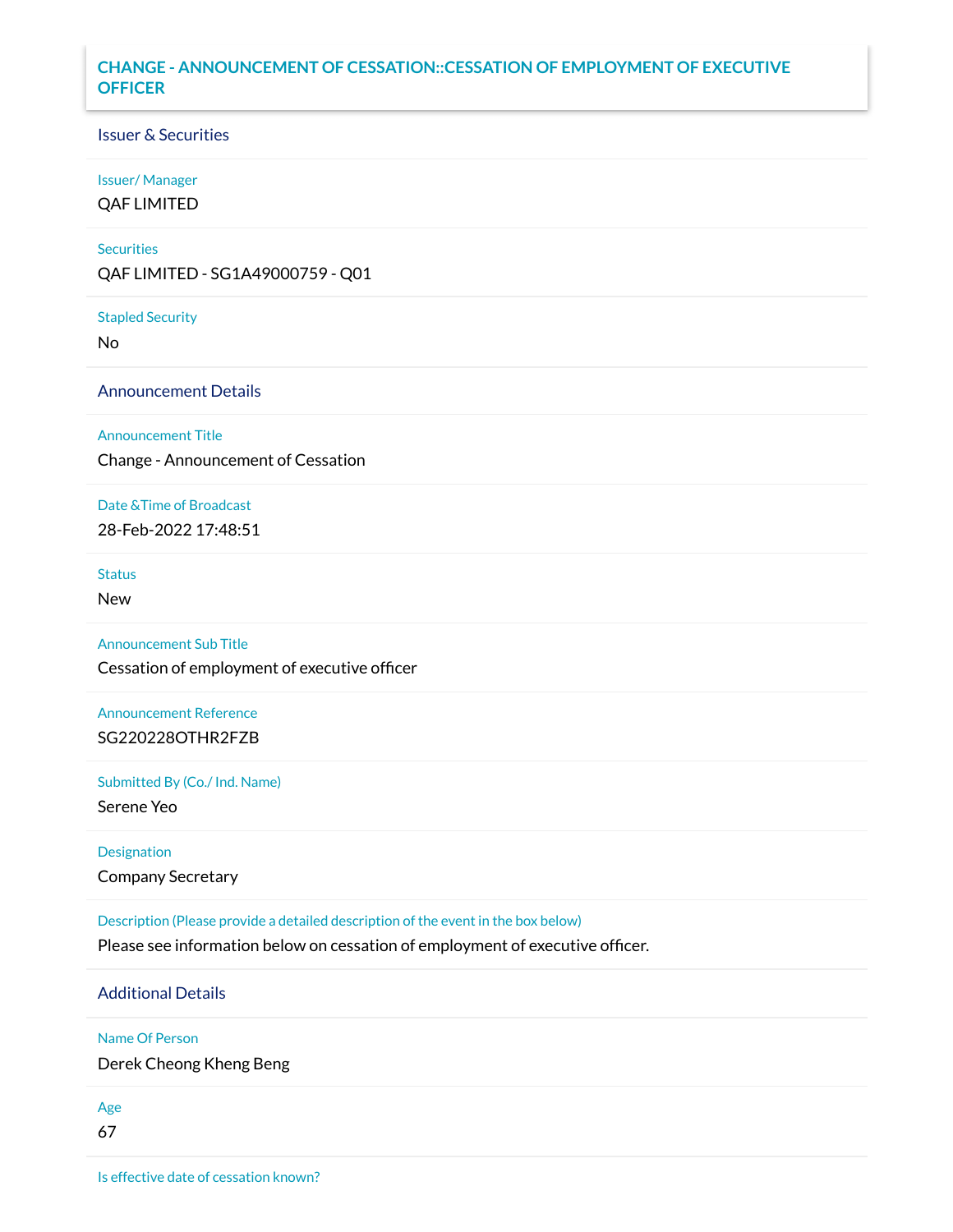# CHANGE - ANNOUNCEMENT OF CESSATION::CESSATION OF EMPLOYMENT OF EXECUTIVE OFFICER

## Issuer & Securities

**Issuer/ Manager**

QAF LIMITED

**Securities**

QAF LIMITED - SG1A49000759 - Q01

**Stapled Security**

No

## Announcement Details

**Announcement Title**

Change - Announcement of Cessation

**Date &Time of Broadcast**

28-Feb-2022 17:48:51

**Status**

New

**Announcement Sub Title**

Cessation of employment of executive officer

**Announcement Reference**

SG220228OTHR2FZB

**Submitted By (Co./ Ind. Name)**

Serene Yeo

**Designation**

Company Secretary

**Description (Please provide a detailed description of the event in the box below)**

Please see information below on cessation of employment of executive officer.

## Additional Details

**Name Of Person**

Derek Cheong Kheng Beng

**Age**

67

**Is effective date of cessation known?**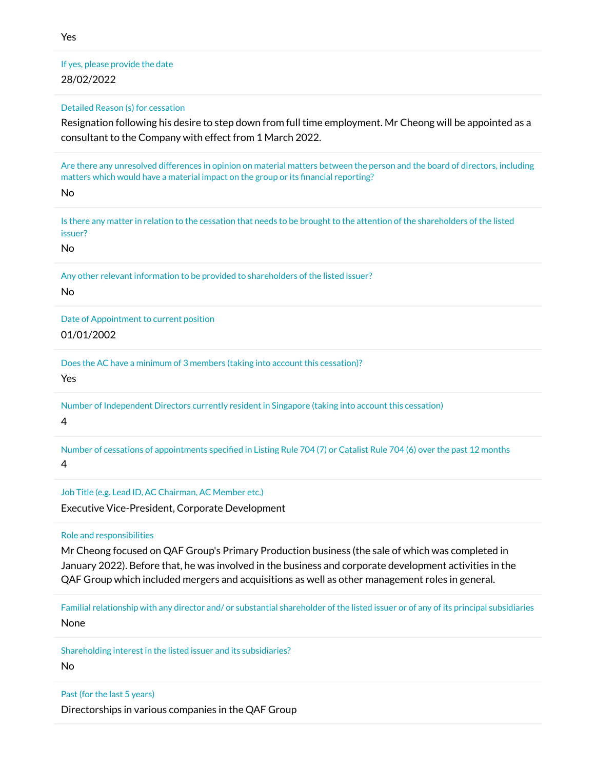Yes

If yes, please provide the date

28/02/2022

Detailed Reason (s) for cessation

Resignation following his desire to step down from full time employment. Mr Cheong will be appointed as a consultant to the Company with effect from 1 March 2022.

Are there any unresolved differences in opinion on material matters between the person and the board of directors, including matters which would have a material impact on the group or its financial reporting?

No

Is there any matter in relation to the cessation that needs to be brought to the attention of the shareholders of the listed issuer?

No

Any other relevant information to be provided to shareholders of the listed issuer?

No

Date of Appointment to current position

01/01/2002

Does the AC have a minimum of 3 members (taking into account this cessation)?

Yes

Number of Independent Directors currently resident in Singapore (taking into account this cessation)

4

Number of cessations of appointments specified in Listing Rule 704 (7) or Catalist Rule 704 (6) over the past 12 months

4

Job Title (e.g. Lead ID, AC Chairman, AC Member etc.)

Executive Vice-President, Corporate Development

Role and responsibilities

Mr Cheong focused on QAF Group's Primary Production business (the sale of which was completed in January 2022). Before that, he was involved in the business and corporate development activities in the QAF Group which included mergers and acquisitions as well as other management roles in general.

Familial relationship with any director and/ or substantial shareholder of the listed issuer or of any of its principal subsidiaries

None

Shareholding interest in the listed issuer and its subsidiaries?

No

Past (for the last 5 years)

Directorships in various companies in the QAF Group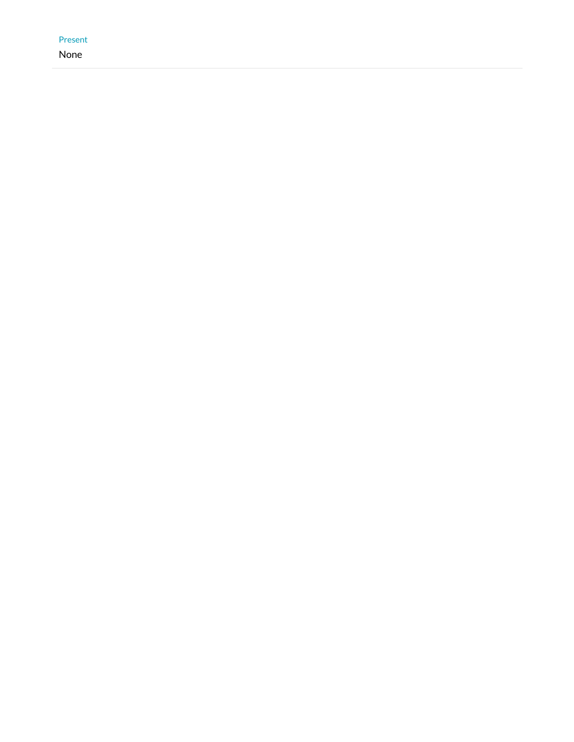Present

None

---